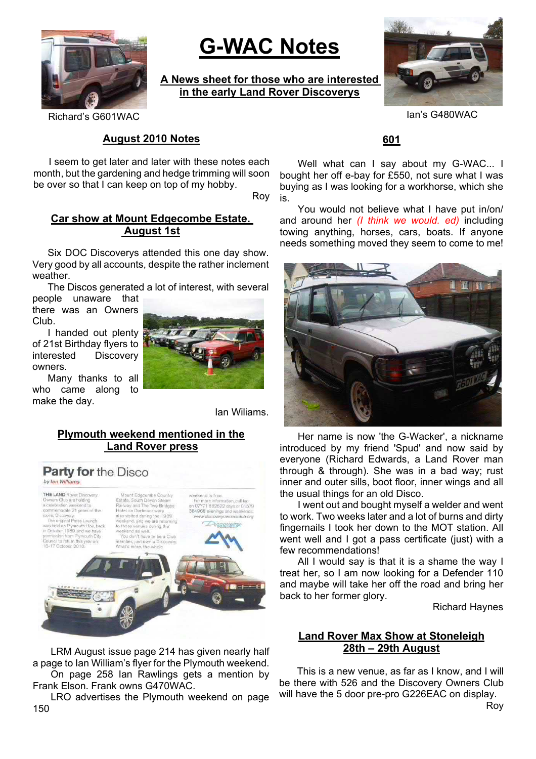# G-WAC Notes

**A News sheet for those who are interested in the early Land Rover Discoverys**

Richard's G601WAC

Ian's G480WAC

## August 2010 Notes

I seem to get later and later with these notes each month, but the gardening and hedge trimming will soon be over so that I can keep on top of my hobby.

Roy

## Car show at Mount Edgecombe Estate. August 1st

Six DOC Discoverys attended this one day show. Very good by all accounts, despite the rather inclement weather.

The Discos generated a lot of interest, with several people unaware that there was an Owners Club.

I handed out plenty of 21st Birthday flyers to interested Discovery owners.

Many thanks to all who came along to make the day.

Ian Wiliams.

## Plymouth weekend mentioned in the Land Rover press

**Party for the Disco**
*by Ian Williams*

THE LAND Rover Discovery Owners Club are holding a celebration weekend to commemorate 21 years of the iconic Discovery. The original Press Launch was held on Plymouth Hoe, back in October 1989, and we have permission from Plymouth City Council to return this year on 16-17 October 2010.

Mount Edgcumbe Country Estate, South Devon Steam Railway and The Two Bridges Hotel on Dartmoor were also visited during the 1989 weekend, and we are returning to those venues during the weekend as well.

You don't have to be a Club member, just own a Discovery. What's more, the whole weekend is free.

For more information, call Ian on 07771 882622 days or 01579 384968 evenings and weekends. www.discoveryownersclub.org

LRM August issue page 214 has given nearly half a page to Ian William's flyer for the Plymouth weekend.

On page 258 Ian Rawlings gets a mention by Frank Elson. Frank owns G470WAC.

LRO advertises the Plymouth weekend on page 150

## 601

Well what can I say about my G-WAC... I bought her off e-bay for £550, not sure what I was buying as I was looking for a workhorse, which she is.

You would not believe what I have put in/on/ and around her *(I think we would. ed)* including towing anything, horses, cars, boats. If anyone needs something moved they seem to come to me!

Her name is now 'the G-Wacker', a nickname introduced by my friend 'Spud' and now said by everyone (Richard Edwards, a Land Rover man through & through). She was in a bad way; rust inner and outer sills, boot floor, inner wings and all the usual things for an old Disco.

I went out and bought myself a welder and went to work. Two weeks later and a lot of burns and dirty fingernails I took her down to the MOT station. All went well and I got a pass certificate (just) with a few recommendations!

All I would say is that it is a shame the way I treat her, so I am now looking for a Defender 110 and maybe will take her off the road and bring her back to her former glory.

Richard Haynes

## Land Rover Max Show at Stoneleigh 28th – 29th August

This is a new venue, as far as I know, and I will be there with 526 and the Discovery Owners Club will have the 5 door pre-pro G226EAC on display.

Roy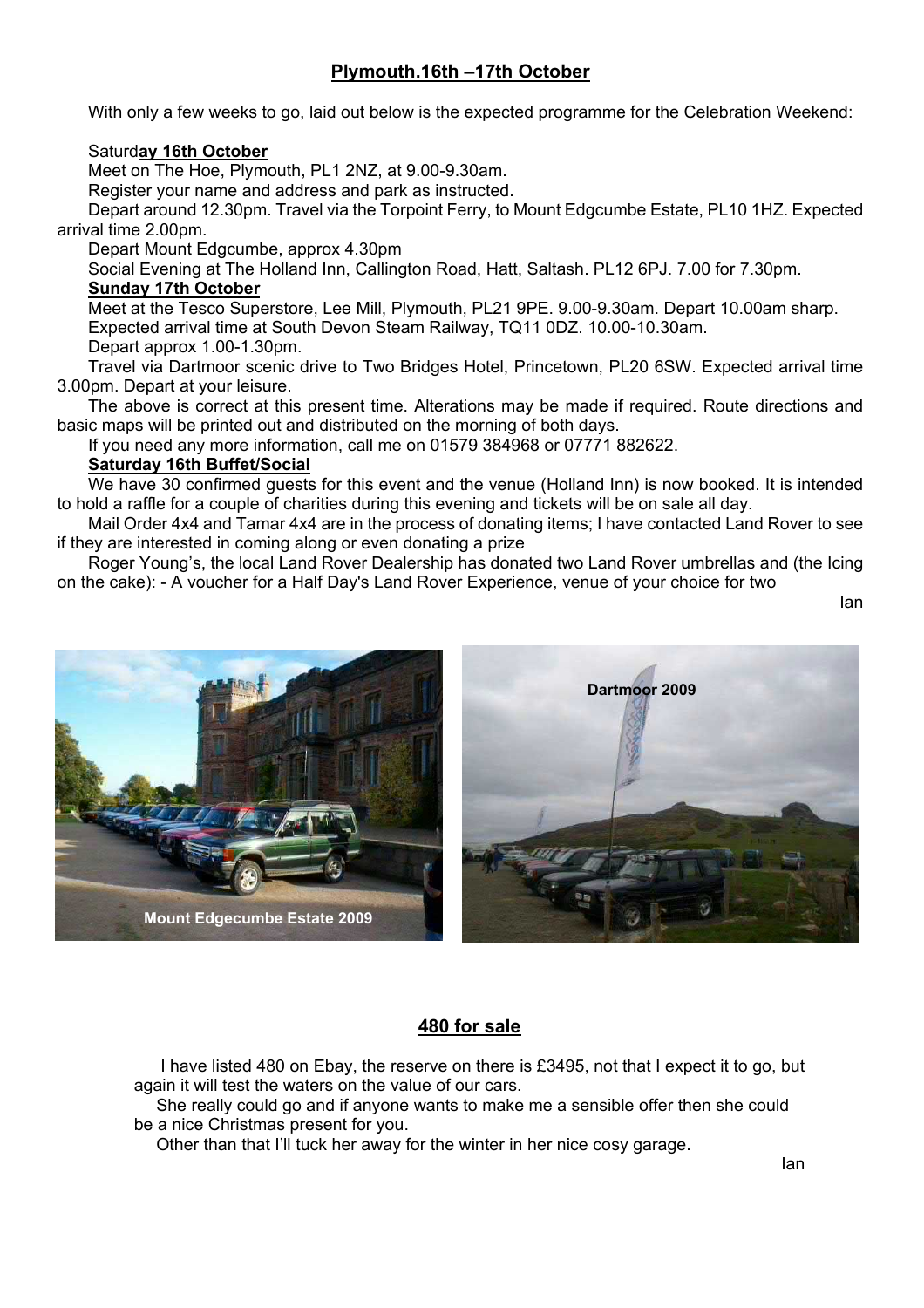## Plymouth.16th –17th October

With only a few weeks to go, laid out below is the expected programme for the Celebration Weekend:

**Saturday 16th October**

Meet on The Hoe, Plymouth, PL1 2NZ, at 9.00-9.30am.

Register your name and address and park as instructed.

Depart around 12.30pm. Travel via the Torpoint Ferry, to Mount Edgcumbe Estate, PL10 1HZ. Expected arrival time 2.00pm.

Depart Mount Edgcumbe, approx 4.30pm

Social Evening at The Holland Inn, Callington Road, Hatt, Saltash. PL12 6PJ. 7.00 for 7.30pm.

**Sunday 17th October**

Meet at the Tesco Superstore, Lee Mill, Plymouth, PL21 9PE. 9.00-9.30am. Depart 10.00am sharp.

Expected arrival time at South Devon Steam Railway, TQ11 0DZ. 10.00-10.30am.

Depart approx 1.00-1.30pm.

Travel via Dartmoor scenic drive to Two Bridges Hotel, Princetown, PL20 6SW. Expected arrival time 3.00pm. Depart at your leisure.

The above is correct at this present time. Alterations may be made if required. Route directions and basic maps will be printed out and distributed on the morning of both days.

If you need any more information, call me on 01579 384968 or 07771 882622.

**Saturday 16th Buffet/Social**

We have 30 confirmed guests for this event and the venue (Holland Inn) is now booked. It is intended to hold a raffle for a couple of charities during this evening and tickets will be on sale all day.

Mail Order 4x4 and Tamar 4x4 are in the process of donating items; I have contacted Land Rover to see if they are interested in coming along or even donating a prize

Roger Young's, the local Land Rover Dealership has donated two Land Rover umbrellas and (the Icing on the cake): - A voucher for a Half Day's Land Rover Experience, venue of your choice for two

Ian

Mount Edgecumbe Estate 2009

Dartmoor 2009

## 480 for sale

I have listed 480 on Ebay, the reserve on there is £3495, not that I expect it to go, but again it will test the waters on the value of our cars.

She really could go and if anyone wants to make me a sensible offer then she could be a nice Christmas present for you.

Other than that I'll tuck her away for the winter in her nice cosy garage.

Ian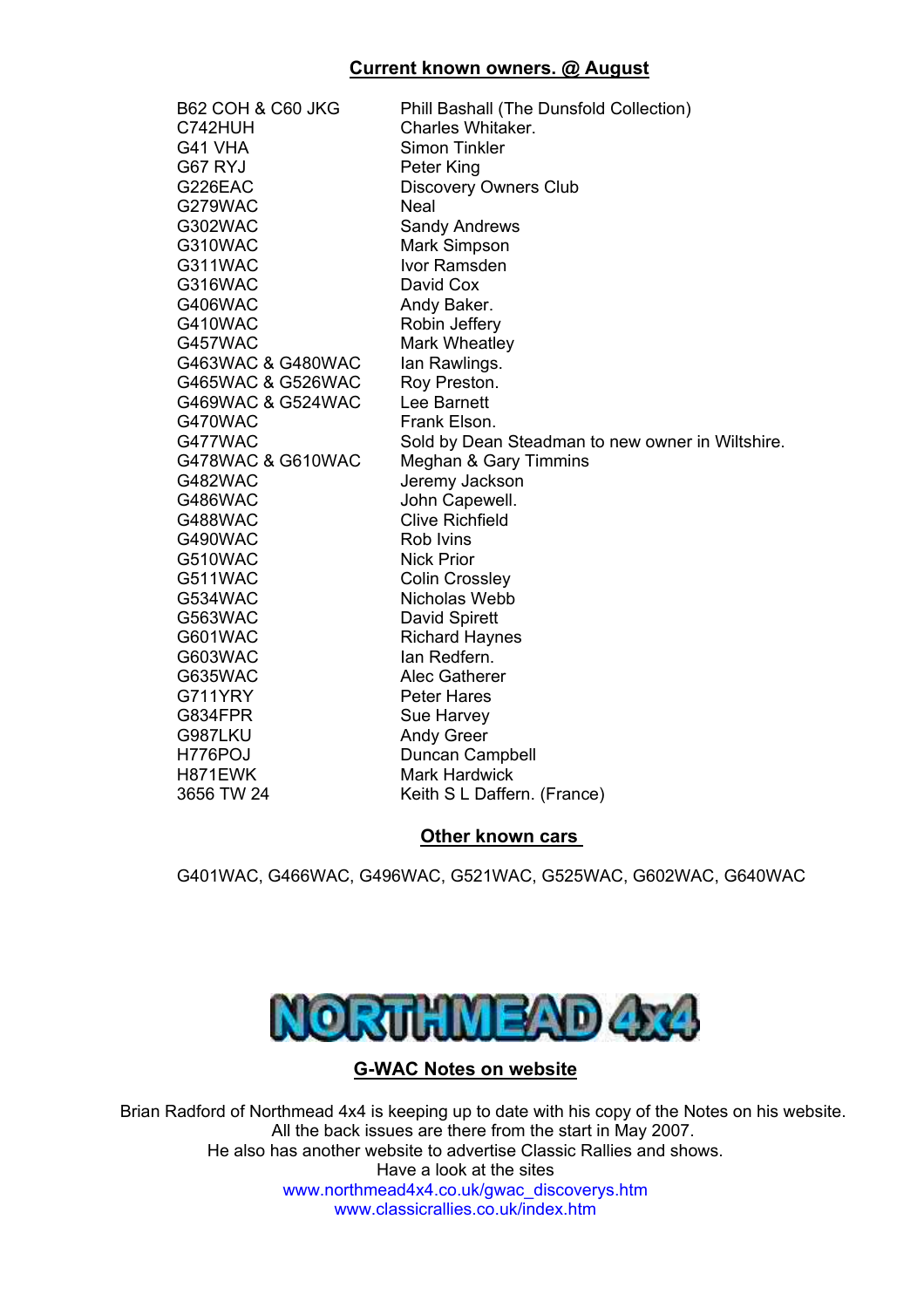## Current known owners. @ August

| | |
|---|---|
| B62 COH & C60 JKG | Phill Bashall (The Dunsfold Collection) |
| C742HUH | Charles Whitaker. |
| G41 VHA | Simon Tinkler |
| G67 RYJ | Peter King |
| G226EAC | Discovery Owners Club |
| G279WAC | Neal |
| G302WAC | Sandy Andrews |
| G310WAC | Mark Simpson |
| G311WAC | Ivor Ramsden |
| G316WAC | David Cox |
| G406WAC | Andy Baker. |
| G410WAC | Robin Jeffery |
| G457WAC | Mark Wheatley |
| G463WAC & G480WAC | Ian Rawlings. |
| G465WAC & G526WAC | Roy Preston. |
| G469WAC & G524WAC | Lee Barnett |
| G470WAC | Frank Elson. |
| G477WAC | Sold by Dean Steadman to new owner in Wiltshire. |
| G478WAC & G610WAC | Meghan & Gary Timmins |
| G482WAC | Jeremy Jackson |
| G486WAC | John Capewell. |
| G488WAC | Clive Richfield |
| G490WAC | Rob Ivins |
| G510WAC | Nick Prior |
| G511WAC | Colin Crossley |
| G534WAC | Nicholas Webb |
| G563WAC | David Spirett |
| G601WAC | Richard Haynes |
| G603WAC | Ian Redfern. |
| G635WAC | Alec Gatherer |
| G711YRY | Peter Hares |
| G834FPR | Sue Harvey |
| G987LKU | Andy Greer |
| H776POJ | Duncan Campbell |
| H871EWK | Mark Hardwick |
| 3656 TW 24 | Keith S L Daffern. (France) |

## Other known cars

G401WAC, G466WAC, G496WAC, G521WAC, G525WAC, G602WAC, G640WAC

NORTHMEAD 4x4

## G-WAC Notes on website

Brian Radford of Northmead 4x4 is keeping up to date with his copy of the Notes on his website.
All the back issues are there from the start in May 2007.
He also has another website to advertise Classic Rallies and shows.
Have a look at the sites
www.northmead4x4.co.uk/gwac_discoverys.htm
www.classicrallies.co.uk/index.htm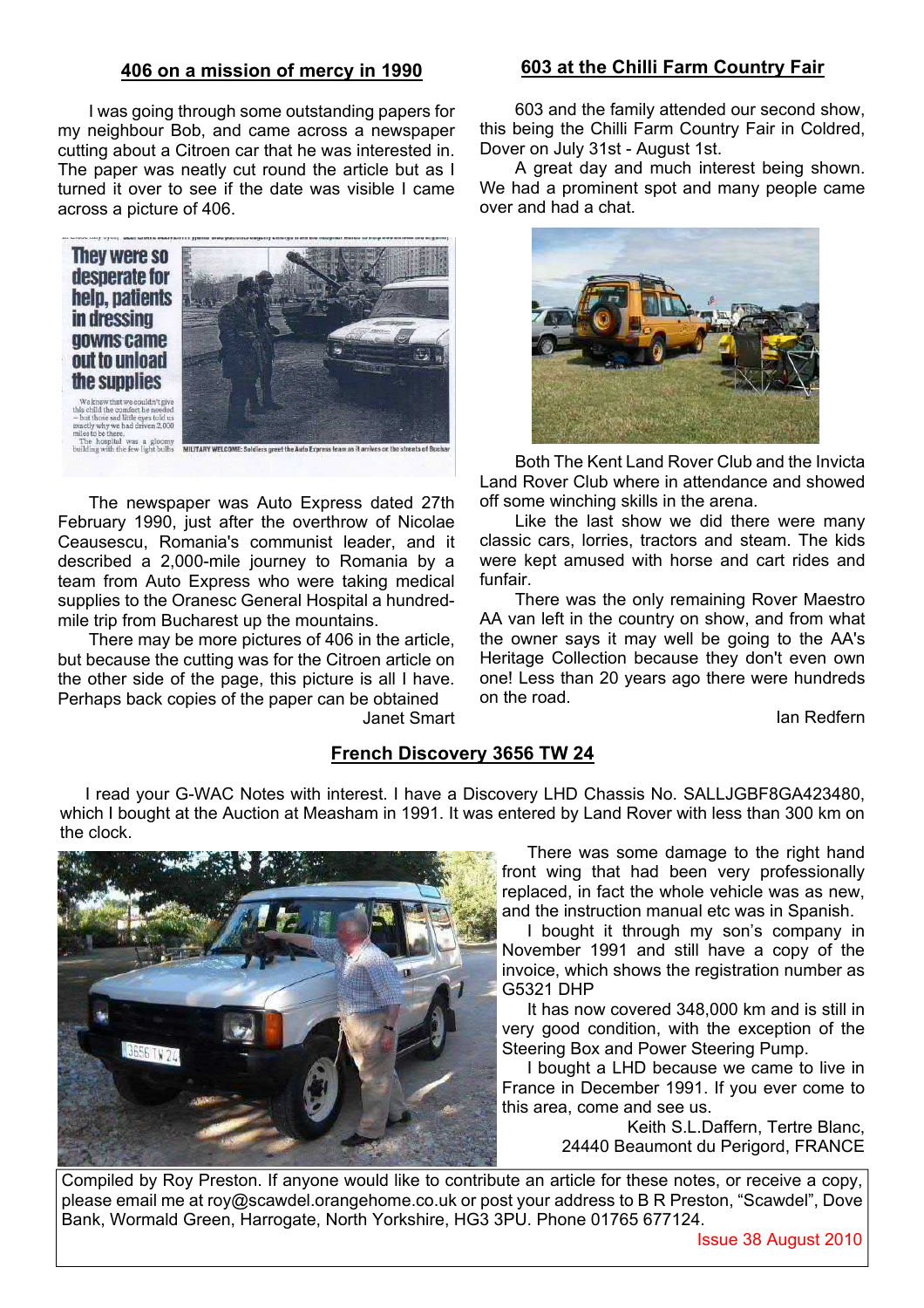## 406 on a mission of mercy in 1990

I was going through some outstanding papers for my neighbour Bob, and came across a newspaper cutting about a Citroen car that he was interested in. The paper was neatly cut round the article but as I turned it over to see if the date was visible I came across a picture of 406.

The newspaper was Auto Express dated 27th February 1990, just after the overthrow of Nicolae Ceausescu, Romania's communist leader, and it described a 2,000-mile journey to Romania by a team from Auto Express who were taking medical supplies to the Oranesc General Hospital a hundred-mile trip from Bucharest up the mountains.

There may be more pictures of 406 in the article, but because the cutting was for the Citroen article on the other side of the page, this picture is all I have. Perhaps back copies of the paper can be obtained

Janet Smart

## 603 at the Chilli Farm Country Fair

603 and the family attended our second show, this being the Chilli Farm Country Fair in Coldred, Dover on July 31st - August 1st.

A great day and much interest being shown. We had a prominent spot and many people came over and had a chat.

Both The Kent Land Rover Club and the Invicta Land Rover Club where in attendance and showed off some winching skills in the arena.

Like the last show we did there were many classic cars, lorries, tractors and steam. The kids were kept amused with horse and cart rides and funfair.

There was the only remaining Rover Maestro AA van left in the country on show, and from what the owner says it may well be going to the AA's Heritage Collection because they don't even own one! Less than 20 years ago there were hundreds on the road.

Ian Redfern

## French Discovery 3656 TW 24

I read your G-WAC Notes with interest. I have a Discovery LHD Chassis No. SALLJGBF8GA423480, which I bought at the Auction at Measham in 1991. It was entered by Land Rover with less than 300 km on the clock.

There was some damage to the right hand front wing that had been very professionally replaced, in fact the whole vehicle was as new, and the instruction manual etc was in Spanish.

I bought it through my son's company in November 1991 and still have a copy of the invoice, which shows the registration number as G5321 DHP

It has now covered 348,000 km and is still in very good condition, with the exception of the Steering Box and Power Steering Pump.

I bought a LHD because we came to live in France in December 1991. If you ever come to this area, come and see us.

Keith S.L.Daffern, Tertre Blanc,
24440 Beaumont du Perigord, FRANCE

Compiled by Roy Preston. If anyone would like to contribute an article for these notes, or receive a copy, please email me at roy@scawdel.orangehome.co.uk or post your address to B R Preston, "Scawdel", Dove Bank, Wormald Green, Harrogate, North Yorkshire, HG3 3PU. Phone 01765 677124.

Issue 38 August 2010